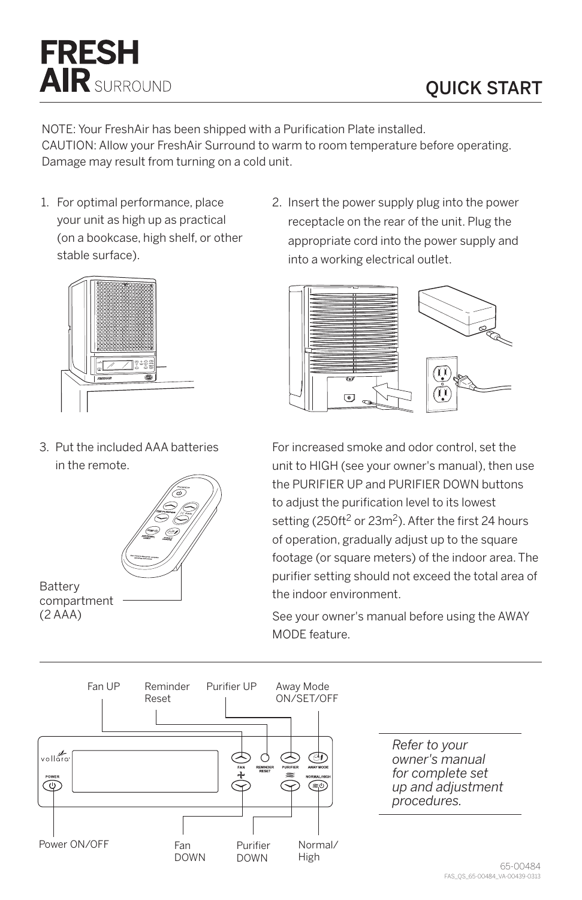# FRESH AIR SURROUND

## QUICK START

NOTE: Your FreshAir has been shipped with a Purification Plate installed.
CAUTION: Allow your FreshAir Surround to warm to room temperature before operating. Damage may result from turning on a cold unit.

1. For optimal performance, place your unit as high up as practical (on a bookcase, high shelf, or other stable surface).

2. Insert the power supply plug into the power receptacle on the rear of the unit. Plug the appropriate cord into the power supply and into a working electrical outlet.

3. Put the included AAA batteries in the remote.

Battery compartment (2 AAA)

For increased smoke and odor control, set the unit to HIGH (see your owner's manual), then use the PURIFIER UP and PURIFIER DOWN buttons to adjust the purification level to its lowest setting (250ft$^2$ or 23m$^2$). After the first 24 hours of operation, gradually adjust up to the square footage (or square meters) of the indoor area. The purifier setting should not exceed the total area of the indoor environment.

See your owner's manual before using the AWAY MODE feature.

---

- Fan UP
- Reminder Reset
- Purifier UP
- Away Mode ON/SET/OFF
- Power ON/OFF
- Fan DOWN
- Purifier DOWN
- Normal/High

*Refer to your owner's manual for complete set up and adjustment procedures.*

65-00484
FAS_QS_65-00484_VA-00439-0313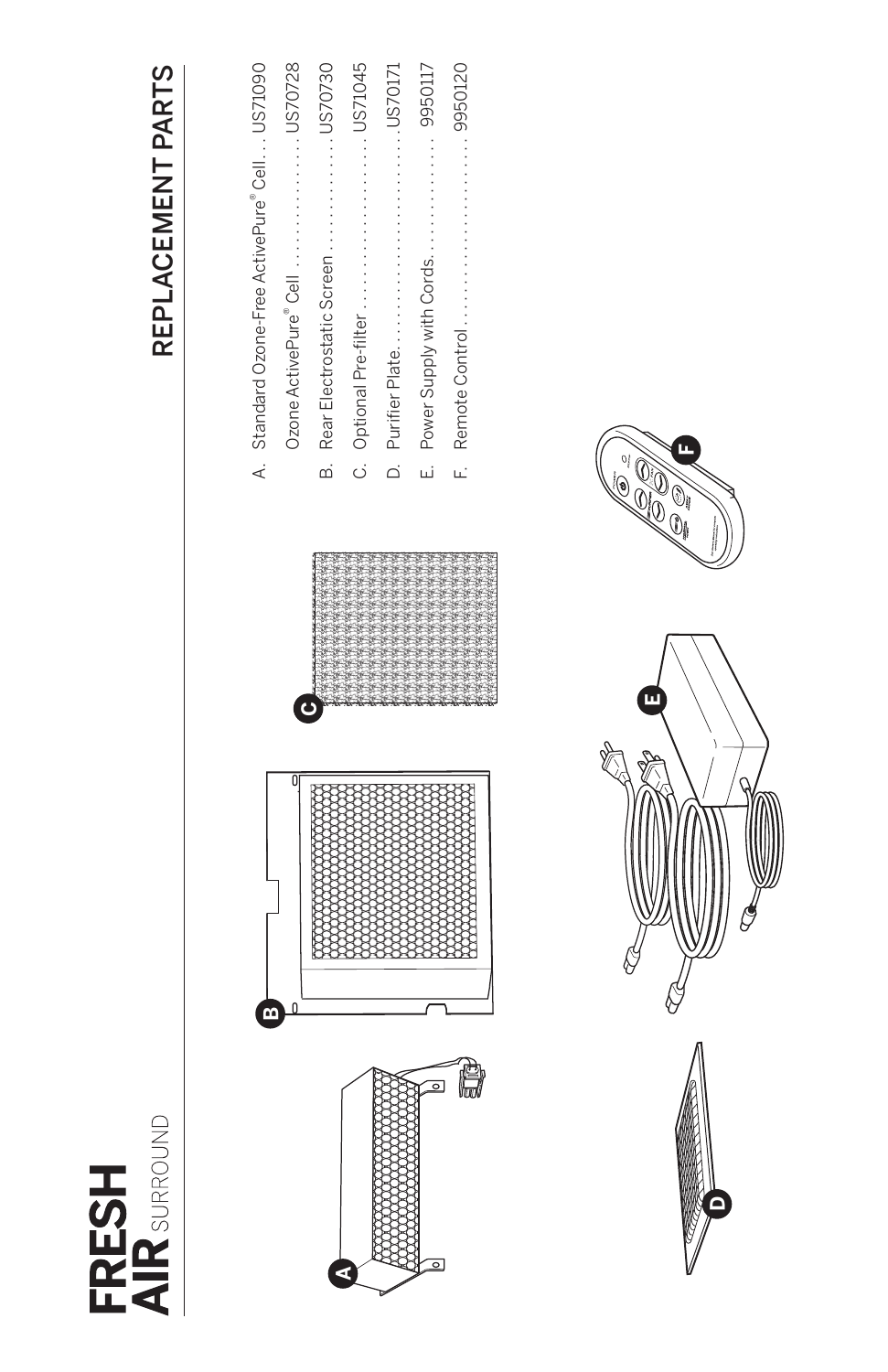**FRESH AIR** SURROUND

## REPLACEMENT PARTS

A. Standard Ozone-Free ActivePure® Cell . . . US71090

Ozone ActivePure® Cell . . . . . . . . . . . . . . . . . . US70728

B. Rear Electrostatic Screen . . . . . . . . . . . . . . . . . US70730

C. Optional Pre-filter . . . . . . . . . . . . . . . . . . . . . . US71045

D. Purifier Plate. . . . . . . . . . . . . . . . . . . . . . . . . . US70171

E. Power Supply with Cords. . . . . . . . . . . . . . . . . 9950117

F. Remote Control . . . . . . . . . . . . . . . . . . . . . . . . 9950120